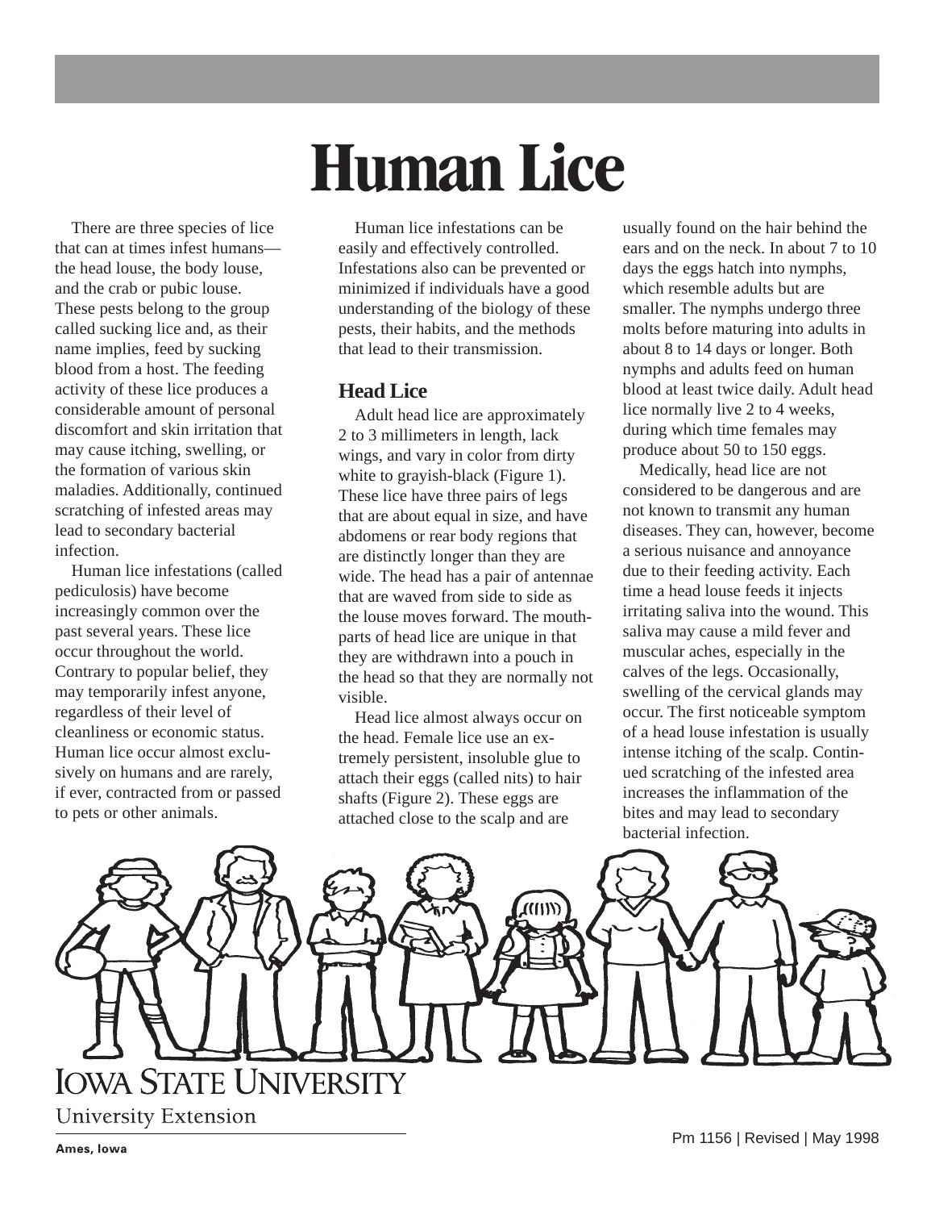# Human Lice

There are three species of lice that can at times infest humans—the head louse, the body louse, and the crab or pubic louse. These pests belong to the group called sucking lice and, as their name implies, feed by sucking blood from a host. The feeding activity of these lice produces a considerable amount of personal discomfort and skin irritation that may cause itching, swelling, or the formation of various skin maladies. Additionally, continued scratching of infested areas may lead to secondary bacterial infection.

Human lice infestations (called pediculosis) have become increasingly common over the past several years. These lice occur throughout the world. Contrary to popular belief, they may temporarily infest anyone, regardless of their level of cleanliness or economic status. Human lice occur almost exclusively on humans and are rarely, if ever, contracted from or passed to pets or other animals.

Human lice infestations can be easily and effectively controlled. Infestations also can be prevented or minimized if individuals have a good understanding of the biology of these pests, their habits, and the methods that lead to their transmission.

## Head Lice

Adult head lice are approximately 2 to 3 millimeters in length, lack wings, and vary in color from dirty white to grayish-black (Figure 1). These lice have three pairs of legs that are about equal in size, and have abdomens or rear body regions that are distinctly longer than they are wide. The head has a pair of antennae that are waved from side to side as the louse moves forward. The mouthparts of head lice are unique in that they are withdrawn into a pouch in the head so that they are normally not visible.

Head lice almost always occur on the head. Female lice use an extremely persistent, insoluble glue to attach their eggs (called nits) to hair shafts (Figure 2). These eggs are attached close to the scalp and are usually found on the hair behind the ears and on the neck. In about 7 to 10 days the eggs hatch into nymphs, which resemble adults but are smaller. The nymphs undergo three molts before maturing into adults in about 8 to 14 days or longer. Both nymphs and adults feed on human blood at least twice daily. Adult head lice normally live 2 to 4 weeks, during which time females may produce about 50 to 150 eggs.

Medically, head lice are not considered to be dangerous and are not known to transmit any human diseases. They can, however, become a serious nuisance and annoyance due to their feeding activity. Each time a head louse feeds it injects irritating saliva into the wound. This saliva may cause a mild fever and muscular aches, especially in the calves of the legs. Occasionally, swelling of the cervical glands may occur. The first noticeable symptom of a head louse infestation is usually intense itching of the scalp. Continued scratching of the infested area increases the inflammation of the bites and may lead to secondary bacterial infection.

IOWA STATE UNIVERSITY
University Extension
Ames, Iowa

Pm 1156 | Revised | May 1998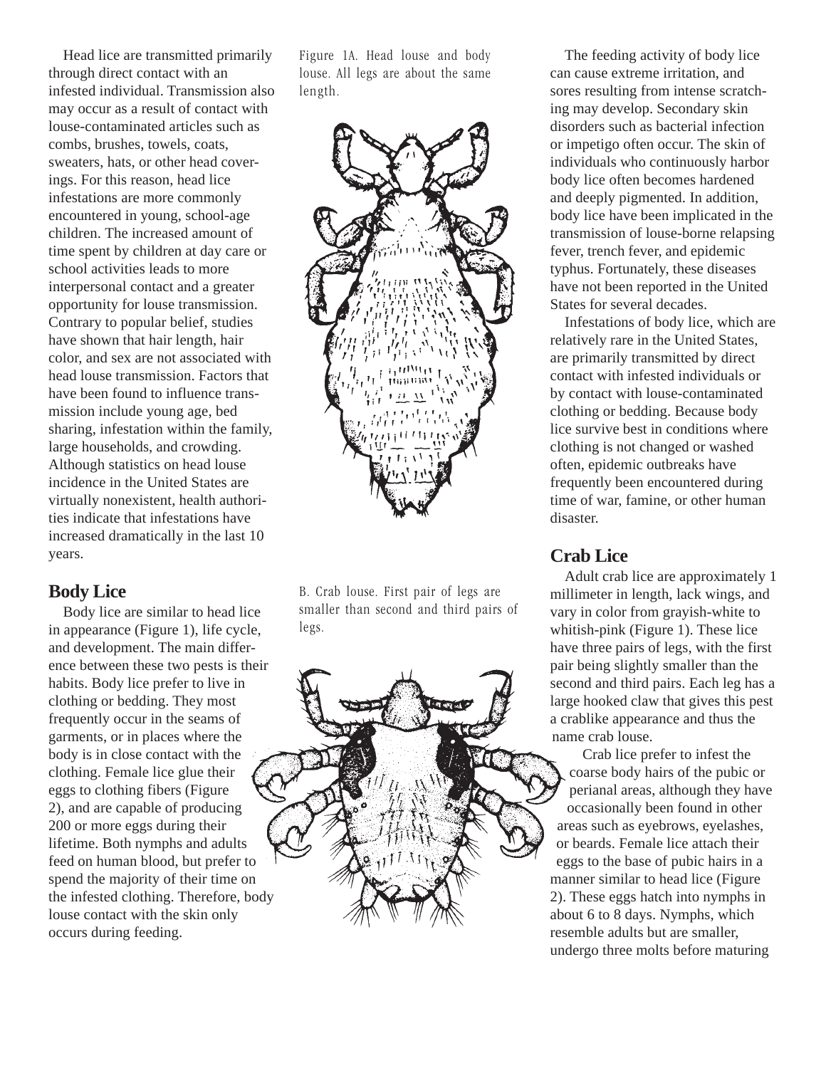Head lice are transmitted primarily through direct contact with an infested individual. Transmission also may occur as a result of contact with louse-contaminated articles such as combs, brushes, towels, coats, sweaters, hats, or other head coverings. For this reason, head lice infestations are more commonly encountered in young, school-age children. The increased amount of time spent by children at day care or school activities leads to more interpersonal contact and a greater opportunity for louse transmission. Contrary to popular belief, studies have shown that hair length, hair color, and sex are not associated with head louse transmission. Factors that have been found to influence transmission include young age, bed sharing, infestation within the family, large households, and crowding. Although statistics on head louse incidence in the United States are virtually nonexistent, health authorities indicate that infestations have increased dramatically in the last 10 years.

## Body Lice

Body lice are similar to head lice in appearance (Figure 1), life cycle, and development. The main difference between these two pests is their habits. Body lice prefer to live in clothing or bedding. They most frequently occur in the seams of garments, or in places where the body is in close contact with the clothing. Female lice glue their eggs to clothing fibers (Figure 2), and are capable of producing 200 or more eggs during their lifetime. Both nymphs and adults feed on human blood, but prefer to spend the majority of their time on the infested clothing. Therefore, body louse contact with the skin only occurs during feeding.

Figure 1A. Head louse and body louse. All legs are about the same length.

B. Crab louse. First pair of legs are smaller than second and third pairs of legs.

The feeding activity of body lice can cause extreme irritation, and sores resulting from intense scratching may develop. Secondary skin disorders such as bacterial infection or impetigo often occur. The skin of individuals who continuously harbor body lice often becomes hardened and deeply pigmented. In addition, body lice have been implicated in the transmission of louse-borne relapsing fever, trench fever, and epidemic typhus. Fortunately, these diseases have not been reported in the United States for several decades.

Infestations of body lice, which are relatively rare in the United States, are primarily transmitted by direct contact with infested individuals or by contact with louse-contaminated clothing or bedding. Because body lice survive best in conditions where clothing is not changed or washed often, epidemic outbreaks have frequently been encountered during time of war, famine, or other human disaster.

## Crab Lice

Adult crab lice are approximately 1 millimeter in length, lack wings, and vary in color from grayish-white to whitish-pink (Figure 1). These lice have three pairs of legs, with the first pair being slightly smaller than the second and third pairs. Each leg has a large hooked claw that gives this pest a crablike appearance and thus the name crab louse.

Crab lice prefer to infest the coarse body hairs of the pubic or perianal areas, although they have occasionally been found in other areas such as eyebrows, eyelashes, or beards. Female lice attach their eggs to the base of pubic hairs in a manner similar to head lice (Figure 2). These eggs hatch into nymphs in about 6 to 8 days. Nymphs, which resemble adults but are smaller, undergo three molts before maturing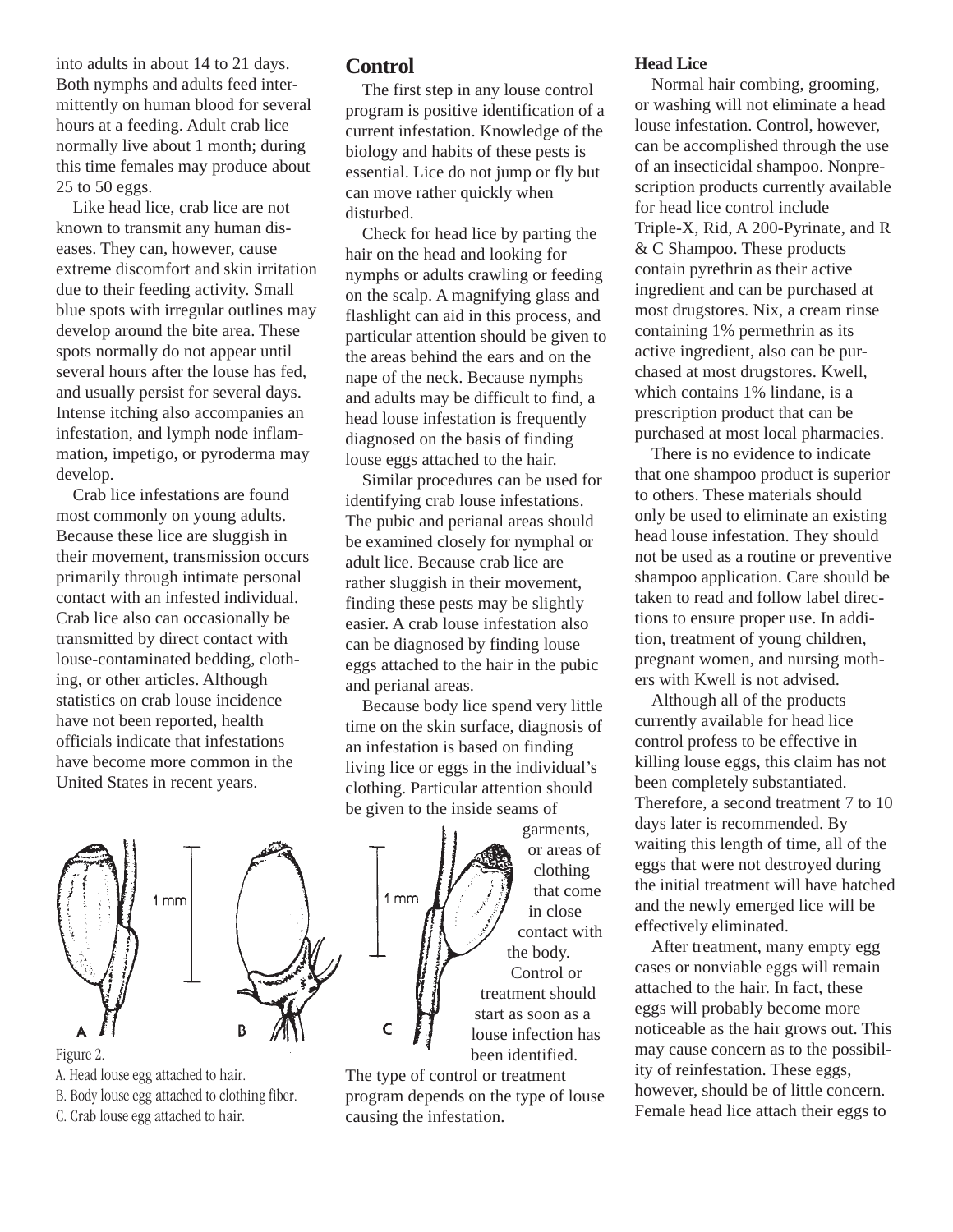into adults in about 14 to 21 days. Both nymphs and adults feed intermittently on human blood for several hours at a feeding. Adult crab lice normally live about 1 month; during this time females may produce about 25 to 50 eggs.

Like head lice, crab lice are not known to transmit any human diseases. They can, however, cause extreme discomfort and skin irritation due to their feeding activity. Small blue spots with irregular outlines may develop around the bite area. These spots normally do not appear until several hours after the louse has fed, and usually persist for several days. Intense itching also accompanies an infestation, and lymph node inflammation, impetigo, or pyroderma may develop.

Crab lice infestations are found most commonly on young adults. Because these lice are sluggish in their movement, transmission occurs primarily through intimate personal contact with an infested individual. Crab lice also can occasionally be transmitted by direct contact with louse-contaminated bedding, clothing, or other articles. Although statistics on crab louse incidence have not been reported, health officials indicate that infestations have become more common in the United States in recent years.

Figure 2.
A. Head louse egg attached to hair.
B. Body louse egg attached to clothing fiber.
C. Crab louse egg attached to hair.

## Control

The first step in any louse control program is positive identification of a current infestation. Knowledge of the biology and habits of these pests is essential. Lice do not jump or fly but can move rather quickly when disturbed.

Check for head lice by parting the hair on the head and looking for nymphs or adults crawling or feeding on the scalp. A magnifying glass and flashlight can aid in this process, and particular attention should be given to the areas behind the ears and on the nape of the neck. Because nymphs and adults may be difficult to find, a head louse infestation is frequently diagnosed on the basis of finding louse eggs attached to the hair.

Similar procedures can be used for identifying crab louse infestations. The pubic and perianal areas should be examined closely for nymphal or adult lice. Because crab lice are rather sluggish in their movement, finding these pests may be slightly easier. A crab louse infestation also can be diagnosed by finding louse eggs attached to the hair in the pubic and perianal areas.

Because body lice spend very little time on the skin surface, diagnosis of an infestation is based on finding living lice or eggs in the individual's clothing. Particular attention should be given to the inside seams of garments, or areas of clothing that come in close contact with the body. Control or treatment should start as soon as a louse infection has been identified. The type of control or treatment program depends on the type of louse causing the infestation.

### Head Lice

Normal hair combing, grooming, or washing will not eliminate a head louse infestation. Control, however, can be accomplished through the use of an insecticidal shampoo. Nonprescription products currently available for head lice control include Triple-X, Rid, A 200-Pyrinate, and R & C Shampoo. These products contain pyrethrin as their active ingredient and can be purchased at most drugstores. Nix, a cream rinse containing 1% permethrin as its active ingredient, also can be purchased at most drugstores. Kwell, which contains 1% lindane, is a prescription product that can be purchased at most local pharmacies.

There is no evidence to indicate that one shampoo product is superior to others. These materials should only be used to eliminate an existing head louse infestation. They should not be used as a routine or preventive shampoo application. Care should be taken to read and follow label directions to ensure proper use. In addition, treatment of young children, pregnant women, and nursing mothers with Kwell is not advised.

Although all of the products currently available for head lice control profess to be effective in killing louse eggs, this claim has not been completely substantiated. Therefore, a second treatment 7 to 10 days later is recommended. By waiting this length of time, all of the eggs that were not destroyed during the initial treatment will have hatched and the newly emerged lice will be effectively eliminated.

After treatment, many empty egg cases or nonviable eggs will remain attached to the hair. In fact, these eggs will probably become more noticeable as the hair grows out. This may cause concern as to the possibility of reinfestation. These eggs, however, should be of little concern. Female head lice attach their eggs to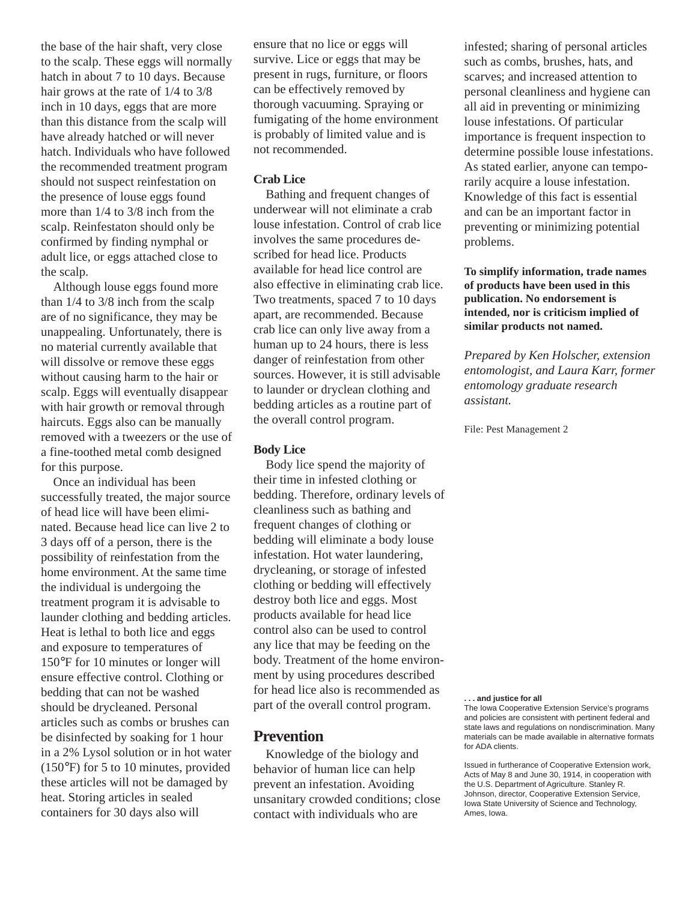the base of the hair shaft, very close to the scalp. These eggs will normally hatch in about 7 to 10 days. Because hair grows at the rate of 1/4 to 3/8 inch in 10 days, eggs that are more than this distance from the scalp will have already hatched or will never hatch. Individuals who have followed the recommended treatment program should not suspect reinfestation on the presence of louse eggs found more than 1/4 to 3/8 inch from the scalp. Reinfestaton should only be confirmed by finding nymphal or adult lice, or eggs attached close to the scalp.

Although louse eggs found more than 1/4 to 3/8 inch from the scalp are of no significance, they may be unappealing. Unfortunately, there is no material currently available that will dissolve or remove these eggs without causing harm to the hair or scalp. Eggs will eventually disappear with hair growth or removal through haircuts. Eggs also can be manually removed with a tweezers or the use of a fine-toothed metal comb designed for this purpose.

Once an individual has been successfully treated, the major source of head lice will have been eliminated. Because head lice can live 2 to 3 days off of a person, there is the possibility of reinfestation from the home environment. At the same time the individual is undergoing the treatment program it is advisable to launder clothing and bedding articles. Heat is lethal to both lice and eggs and exposure to temperatures of 150°F for 10 minutes or longer will ensure effective control. Clothing or bedding that can not be washed should be drycleaned. Personal articles such as combs or brushes can be disinfected by soaking for 1 hour in a 2% Lysol solution or in hot water (150°F) for 5 to 10 minutes, provided these articles will not be damaged by heat. Storing articles in sealed containers for 30 days also will ensure that no lice or eggs will survive. Lice or eggs that may be present in rugs, furniture, or floors can be effectively removed by thorough vacuuming. Spraying or fumigating of the home environment is probably of limited value and is not recommended.

### Crab Lice

Bathing and frequent changes of underwear will not eliminate a crab louse infestation. Control of crab lice involves the same procedures described for head lice. Products available for head lice control are also effective in eliminating crab lice. Two treatments, spaced 7 to 10 days apart, are recommended. Because crab lice can only live away from a human up to 24 hours, there is less danger of reinfestation from other sources. However, it is still advisable to launder or dryclean clothing and bedding articles as a routine part of the overall control program.

### Body Lice

Body lice spend the majority of their time in infested clothing or bedding. Therefore, ordinary levels of cleanliness such as bathing and frequent changes of clothing or bedding will eliminate a body louse infestation. Hot water laundering, drycleaning, or storage of infested clothing or bedding will effectively destroy both lice and eggs. Most products available for head lice control also can be used to control any lice that may be feeding on the body. Treatment of the home environment by using procedures described for head lice also is recommended as part of the overall control program.

## Prevention

Knowledge of the biology and behavior of human lice can help prevent an infestation. Avoiding unsanitary crowded conditions; close contact with individuals who are infested; sharing of personal articles such as combs, brushes, hats, and scarves; and increased attention to personal cleanliness and hygiene can all aid in preventing or minimizing louse infestations. Of particular importance is frequent inspection to determine possible louse infestations. As stated earlier, anyone can temporarily acquire a louse infestation. Knowledge of this fact is essential and can be an important factor in preventing or minimizing potential problems.

**To simplify information, trade names of products have been used in this publication. No endorsement is intended, nor is criticism implied of similar products not named.**

*Prepared by Ken Holscher, extension entomologist, and Laura Karr, former entomology graduate research assistant.*

File: Pest Management 2

**. . . and justice for all**
The Iowa Cooperative Extension Service's programs and policies are consistent with pertinent federal and state laws and regulations on nondiscrimination. Many materials can be made available in alternative formats for ADA clients.

Issued in furtherance of Cooperative Extension work, Acts of May 8 and June 30, 1914, in cooperation with the U.S. Department of Agriculture. Stanley R. Johnson, director, Cooperative Extension Service, Iowa State University of Science and Technology, Ames, Iowa.